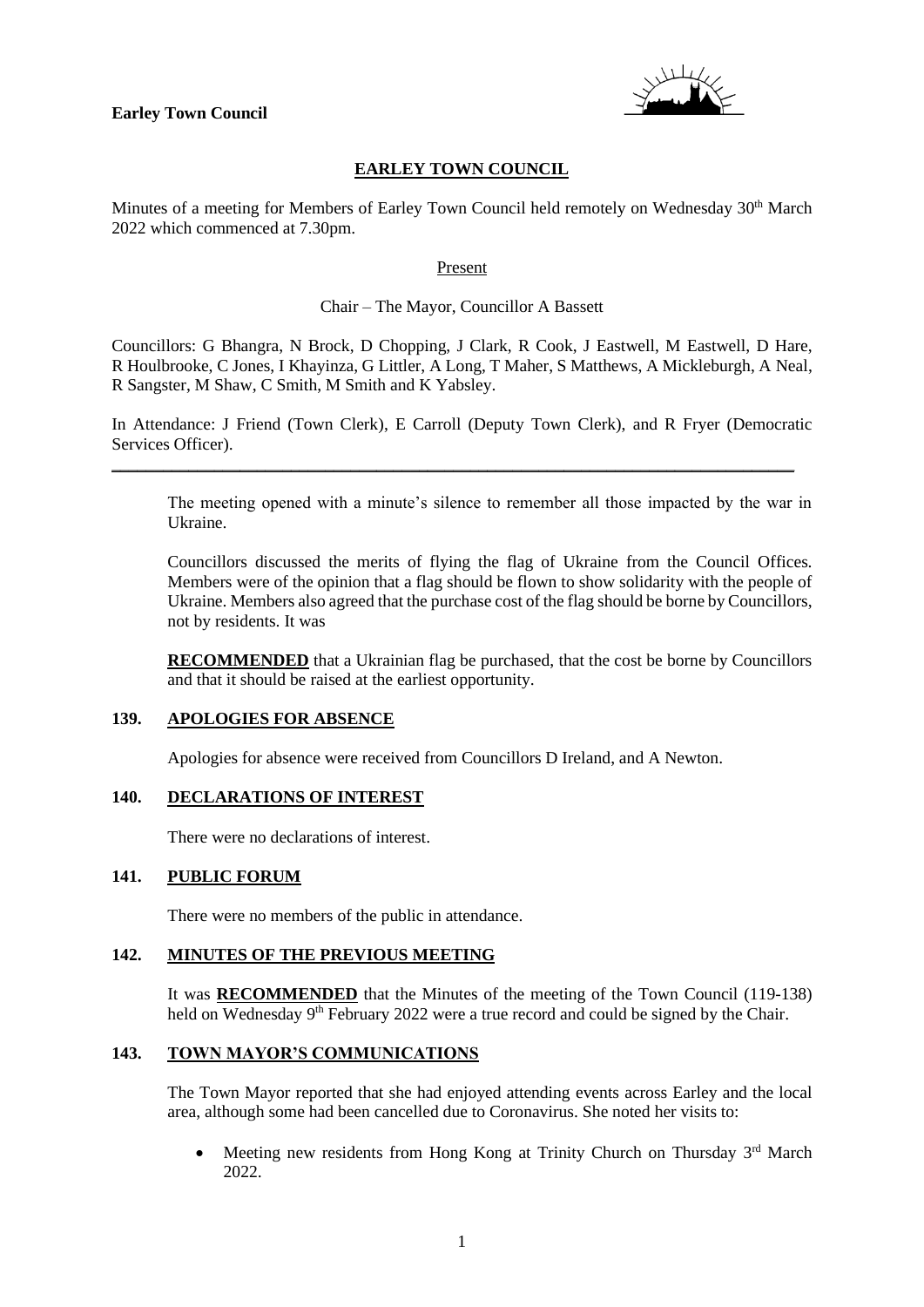**Earley Town Council**

# EARLEY TOWN COUNCIL

Minutes of a meeting for Members of Earley Town Council held remotely on Wednesday 30th March 2022 which commenced at 7.30pm.

Present

Chair – The Mayor, Councillor A Bassett

Councillors: G Bhangra, N Brock, D Chopping, J Clark, R Cook, J Eastwell, M Eastwell, D Hare, R Houlbrooke, C Jones, I Khayinza, G Littler, A Long, T Maher, S Matthews, A Mickleburgh, A Neal, R Sangster, M Shaw, C Smith, M Smith and K Yabsley.

In Attendance: J Friend (Town Clerk), E Carroll (Deputy Town Clerk), and R Fryer (Democratic Services Officer).

---

The meeting opened with a minute's silence to remember all those impacted by the war in Ukraine.

Councillors discussed the merits of flying the flag of Ukraine from the Council Offices. Members were of the opinion that a flag should be flown to show solidarity with the people of Ukraine. Members also agreed that the purchase cost of the flag should be borne by Councillors, not by residents. It was

**RECOMMENDED** that a Ukrainian flag be purchased, that the cost be borne by Councillors and that it should be raised at the earliest opportunity.

## 139. APOLOGIES FOR ABSENCE

Apologies for absence were received from Councillors D Ireland, and A Newton.

## 140. DECLARATIONS OF INTEREST

There were no declarations of interest.

## 141. PUBLIC FORUM

There were no members of the public in attendance.

## 142. MINUTES OF THE PREVIOUS MEETING

It was **RECOMMENDED** that the Minutes of the meeting of the Town Council (119-138) held on Wednesday 9th February 2022 were a true record and could be signed by the Chair.

## 143. TOWN MAYOR'S COMMUNICATIONS

The Town Mayor reported that she had enjoyed attending events across Earley and the local area, although some had been cancelled due to Coronavirus. She noted her visits to:

- Meeting new residents from Hong Kong at Trinity Church on Thursday 3rd March 2022.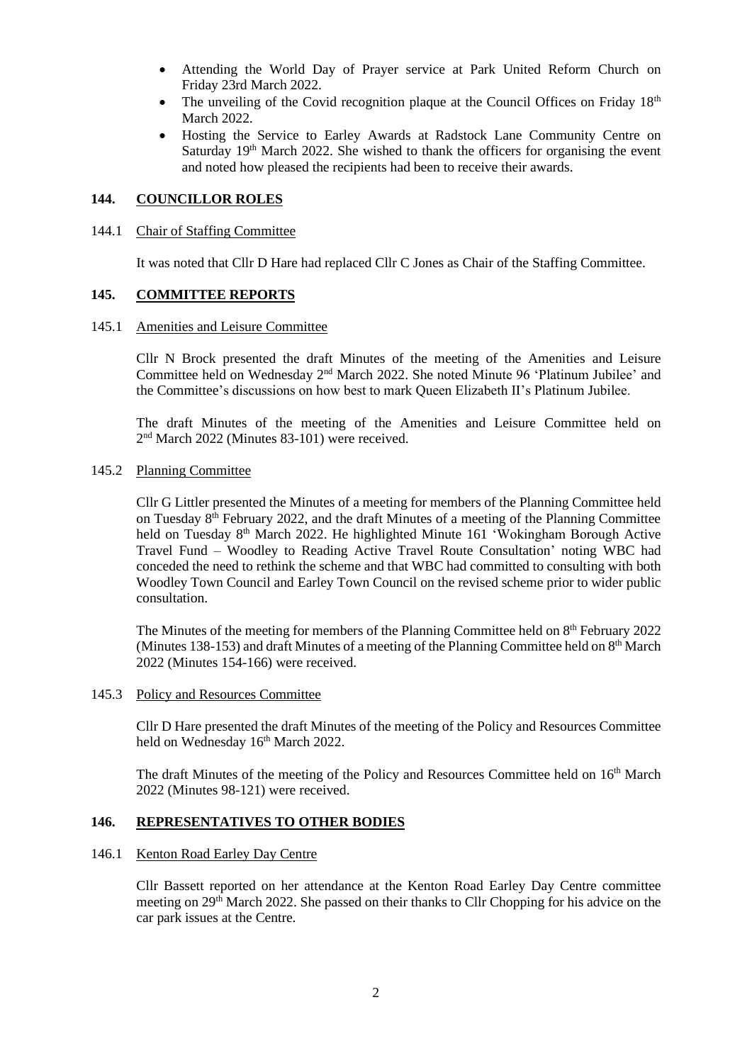- Attending the World Day of Prayer service at Park United Reform Church on Friday 23rd March 2022.
- The unveiling of the Covid recognition plaque at the Council Offices on Friday 18th March 2022.
- Hosting the Service to Earley Awards at Radstock Lane Community Centre on Saturday 19th March 2022. She wished to thank the officers for organising the event and noted how pleased the recipients had been to receive their awards.

## 144. COUNCILLOR ROLES

144.1 Chair of Staffing Committee

It was noted that Cllr D Hare had replaced Cllr C Jones as Chair of the Staffing Committee.

## 145. COMMITTEE REPORTS

145.1 Amenities and Leisure Committee

Cllr N Brock presented the draft Minutes of the meeting of the Amenities and Leisure Committee held on Wednesday 2nd March 2022. She noted Minute 96 'Platinum Jubilee' and the Committee's discussions on how best to mark Queen Elizabeth II's Platinum Jubilee.

The draft Minutes of the meeting of the Amenities and Leisure Committee held on 2nd March 2022 (Minutes 83-101) were received.

145.2 Planning Committee

Cllr G Littler presented the Minutes of a meeting for members of the Planning Committee held on Tuesday 8th February 2022, and the draft Minutes of a meeting of the Planning Committee held on Tuesday 8th March 2022. He highlighted Minute 161 'Wokingham Borough Active Travel Fund – Woodley to Reading Active Travel Route Consultation' noting WBC had conceded the need to rethink the scheme and that WBC had committed to consulting with both Woodley Town Council and Earley Town Council on the revised scheme prior to wider public consultation.

The Minutes of the meeting for members of the Planning Committee held on 8th February 2022 (Minutes 138-153) and draft Minutes of a meeting of the Planning Committee held on 8th March 2022 (Minutes 154-166) were received.

145.3 Policy and Resources Committee

Cllr D Hare presented the draft Minutes of the meeting of the Policy and Resources Committee held on Wednesday 16th March 2022.

The draft Minutes of the meeting of the Policy and Resources Committee held on 16th March 2022 (Minutes 98-121) were received.

## 146. REPRESENTATIVES TO OTHER BODIES

146.1 Kenton Road Earley Day Centre

Cllr Bassett reported on her attendance at the Kenton Road Earley Day Centre committee meeting on 29th March 2022. She passed on their thanks to Cllr Chopping for his advice on the car park issues at the Centre.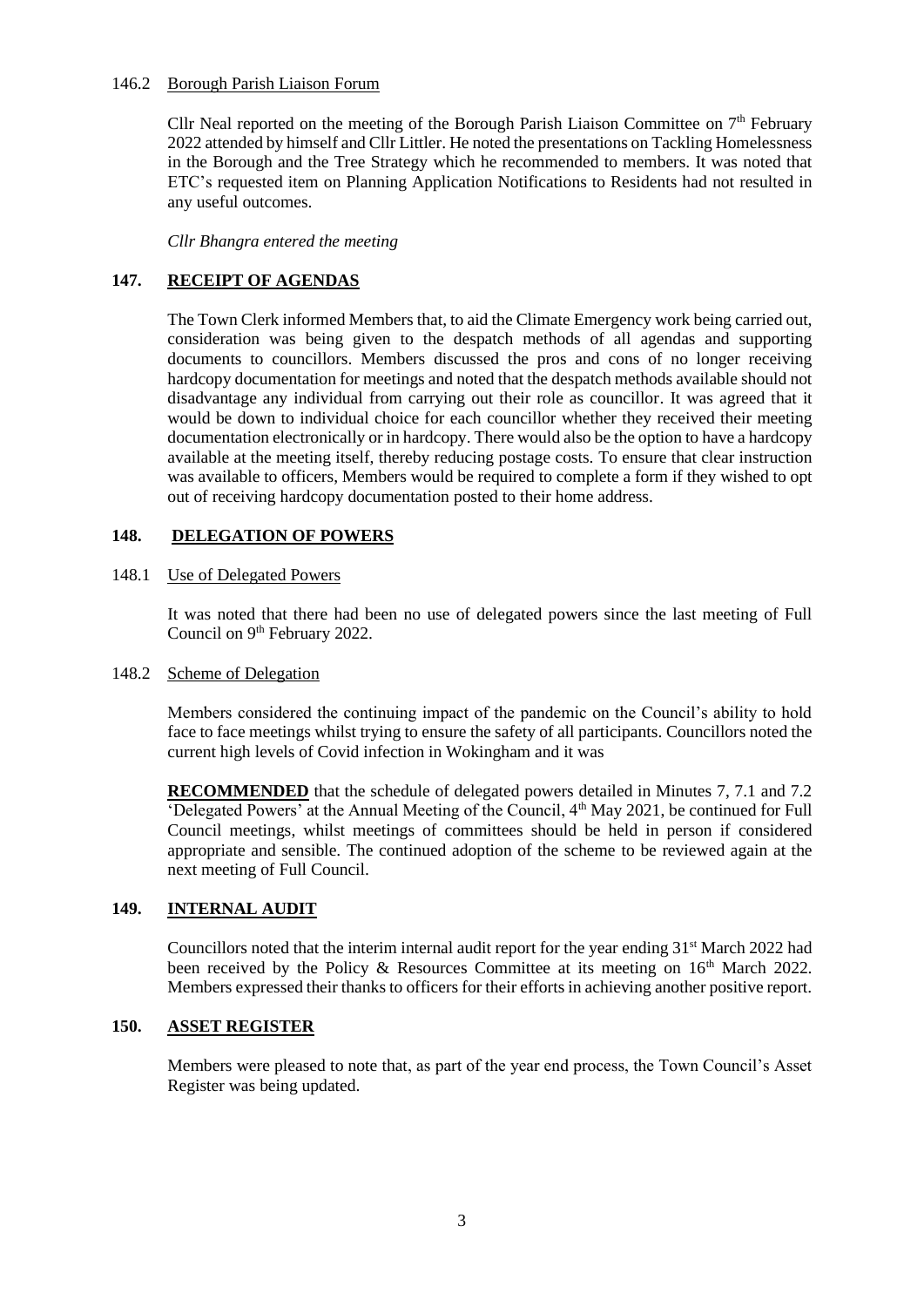### 146.2 Borough Parish Liaison Forum

Cllr Neal reported on the meeting of the Borough Parish Liaison Committee on 7th February 2022 attended by himself and Cllr Littler. He noted the presentations on Tackling Homelessness in the Borough and the Tree Strategy which he recommended to members. It was noted that ETC's requested item on Planning Application Notifications to Residents had not resulted in any useful outcomes.

*Cllr Bhangra entered the meeting*

## 147. RECEIPT OF AGENDAS

The Town Clerk informed Members that, to aid the Climate Emergency work being carried out, consideration was being given to the despatch methods of all agendas and supporting documents to councillors. Members discussed the pros and cons of no longer receiving hardcopy documentation for meetings and noted that the despatch methods available should not disadvantage any individual from carrying out their role as councillor. It was agreed that it would be down to individual choice for each councillor whether they received their meeting documentation electronically or in hardcopy. There would also be the option to have a hardcopy available at the meeting itself, thereby reducing postage costs. To ensure that clear instruction was available to officers, Members would be required to complete a form if they wished to opt out of receiving hardcopy documentation posted to their home address.

## 148. DELEGATION OF POWERS

### 148.1 Use of Delegated Powers

It was noted that there had been no use of delegated powers since the last meeting of Full Council on 9th February 2022.

### 148.2 Scheme of Delegation

Members considered the continuing impact of the pandemic on the Council's ability to hold face to face meetings whilst trying to ensure the safety of all participants. Councillors noted the current high levels of Covid infection in Wokingham and it was

**RECOMMENDED** that the schedule of delegated powers detailed in Minutes 7, 7.1 and 7.2 'Delegated Powers' at the Annual Meeting of the Council, 4th May 2021, be continued for Full Council meetings, whilst meetings of committees should be held in person if considered appropriate and sensible. The continued adoption of the scheme to be reviewed again at the next meeting of Full Council.

## 149. INTERNAL AUDIT

Councillors noted that the interim internal audit report for the year ending 31st March 2022 had been received by the Policy & Resources Committee at its meeting on 16th March 2022. Members expressed their thanks to officers for their efforts in achieving another positive report.

## 150. ASSET REGISTER

Members were pleased to note that, as part of the year end process, the Town Council's Asset Register was being updated.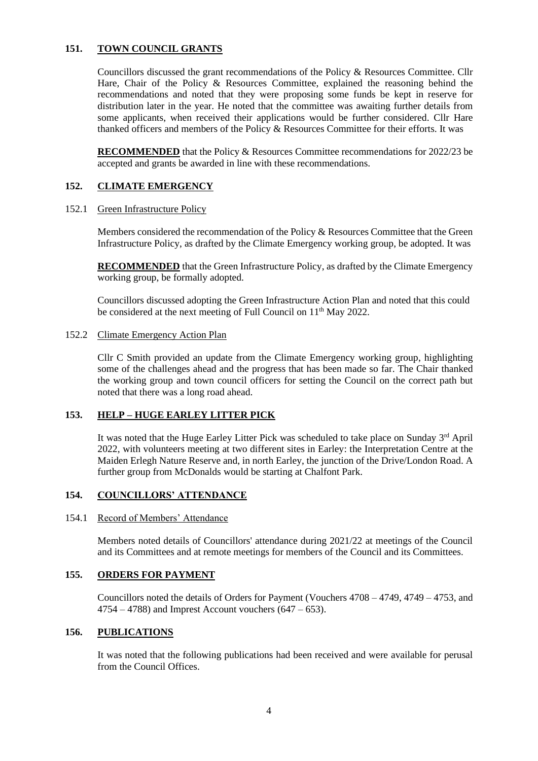## 151. TOWN COUNCIL GRANTS

Councillors discussed the grant recommendations of the Policy & Resources Committee. Cllr Hare, Chair of the Policy & Resources Committee, explained the reasoning behind the recommendations and noted that they were proposing some funds be kept in reserve for distribution later in the year. He noted that the committee was awaiting further details from some applicants, when received their applications would be further considered. Cllr Hare thanked officers and members of the Policy & Resources Committee for their efforts. It was

**RECOMMENDED** that the Policy & Resources Committee recommendations for 2022/23 be accepted and grants be awarded in line with these recommendations.

## 152. CLIMATE EMERGENCY

### 152.1 Green Infrastructure Policy

Members considered the recommendation of the Policy & Resources Committee that the Green Infrastructure Policy, as drafted by the Climate Emergency working group, be adopted. It was

**RECOMMENDED** that the Green Infrastructure Policy, as drafted by the Climate Emergency working group, be formally adopted.

Councillors discussed adopting the Green Infrastructure Action Plan and noted that this could be considered at the next meeting of Full Council on 11th May 2022.

### 152.2 Climate Emergency Action Plan

Cllr C Smith provided an update from the Climate Emergency working group, highlighting some of the challenges ahead and the progress that has been made so far. The Chair thanked the working group and town council officers for setting the Council on the correct path but noted that there was a long road ahead.

## 153. HELP – HUGE EARLEY LITTER PICK

It was noted that the Huge Earley Litter Pick was scheduled to take place on Sunday 3rd April 2022, with volunteers meeting at two different sites in Earley: the Interpretation Centre at the Maiden Erlegh Nature Reserve and, in north Earley, the junction of the Drive/London Road. A further group from McDonalds would be starting at Chalfont Park.

## 154. COUNCILLORS' ATTENDANCE

### 154.1 Record of Members' Attendance

Members noted details of Councillors' attendance during 2021/22 at meetings of the Council and its Committees and at remote meetings for members of the Council and its Committees.

## 155. ORDERS FOR PAYMENT

Councillors noted the details of Orders for Payment (Vouchers 4708 – 4749, 4749 – 4753, and 4754 – 4788) and Imprest Account vouchers (647 – 653).

## 156. PUBLICATIONS

It was noted that the following publications had been received and were available for perusal from the Council Offices.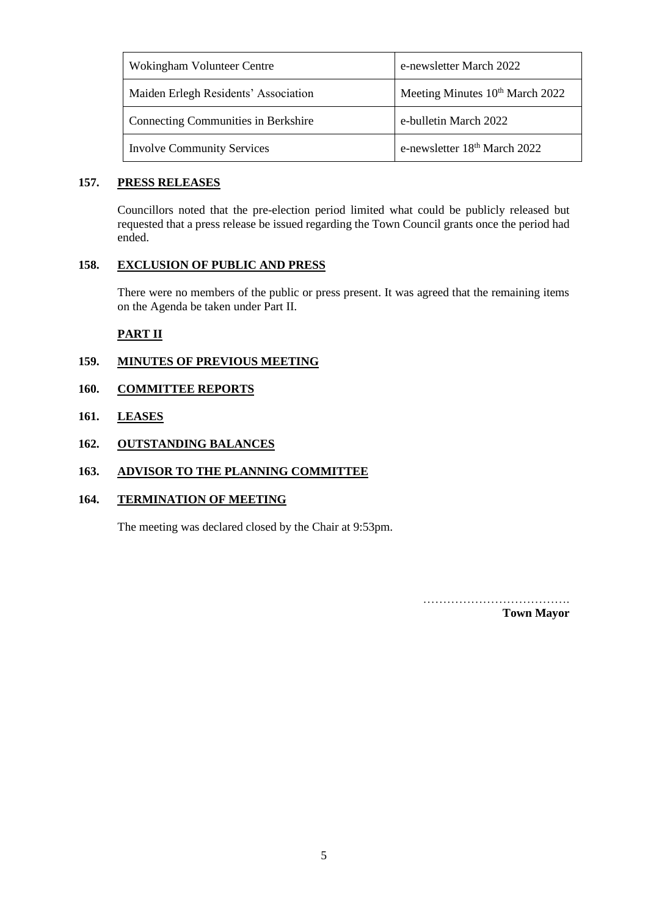| | |
|---|---|
| Wokingham Volunteer Centre | e-newsletter March 2022 |
| Maiden Erlegh Residents' Association | Meeting Minutes 10th March 2022 |
| Connecting Communities in Berkshire | e-bulletin March 2022 |
| Involve Community Services | e-newsletter 18th March 2022 |

**157. PRESS RELEASES**

Councillors noted that the pre-election period limited what could be publicly released but requested that a press release be issued regarding the Town Council grants once the period had ended.

**158. EXCLUSION OF PUBLIC AND PRESS**

There were no members of the public or press present. It was agreed that the remaining items on the Agenda be taken under Part II.

**PART II**

**159. MINUTES OF PREVIOUS MEETING**

**160. COMMITTEE REPORTS**

**161. LEASES**

**162. OUTSTANDING BALANCES**

**163. ADVISOR TO THE PLANNING COMMITTEE**

**164. TERMINATION OF MEETING**

The meeting was declared closed by the Chair at 9:53pm.

……………………………….
**Town Mayor**